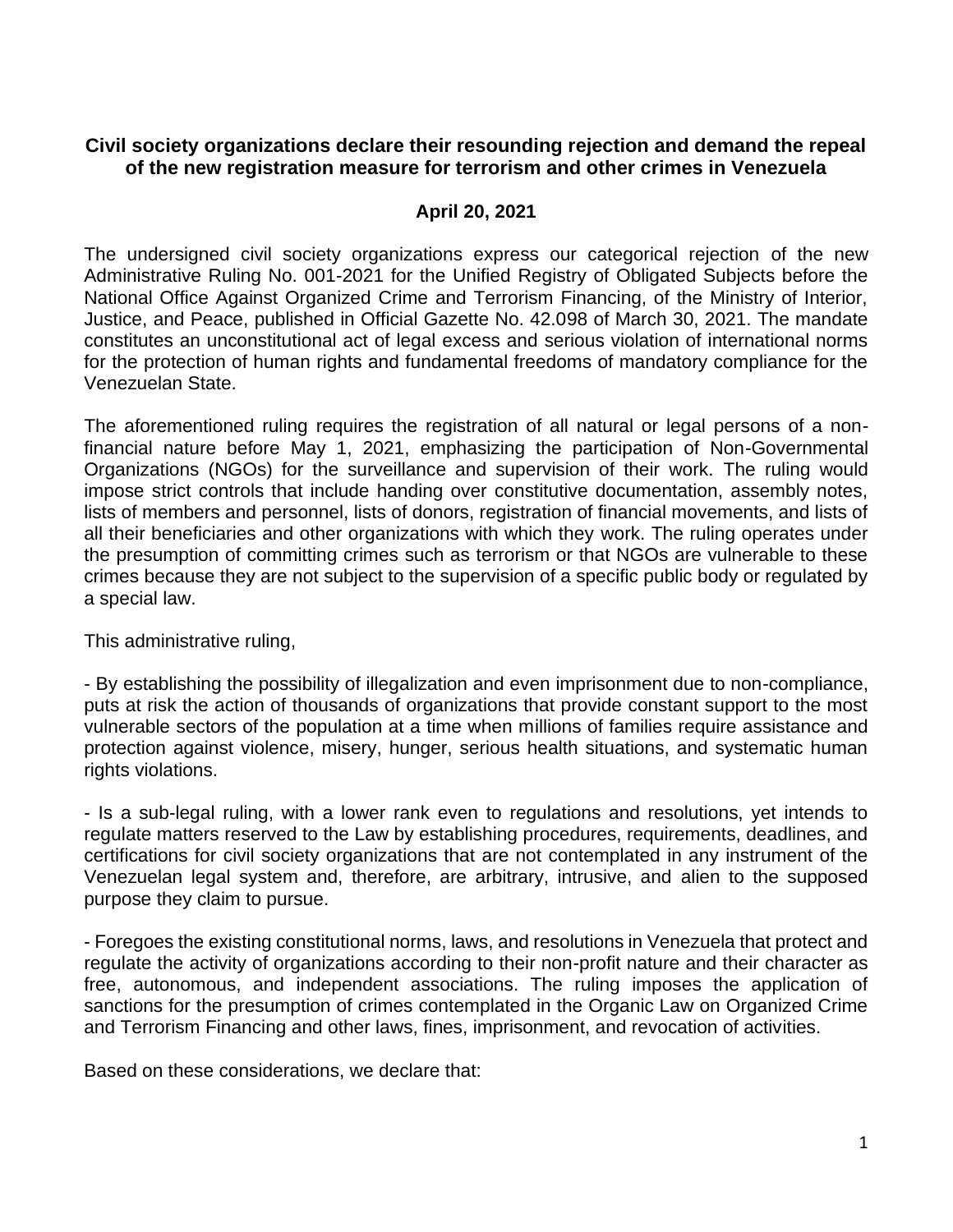# Civil society organizations declare their resounding rejection and demand the repeal of the new registration measure for terrorism and other crimes in Venezuela

**April 20, 2021**

The undersigned civil society organizations express our categorical rejection of the new Administrative Ruling No. 001-2021 for the Unified Registry of Obligated Subjects before the National Office Against Organized Crime and Terrorism Financing, of the Ministry of Interior, Justice, and Peace, published in Official Gazette No. 42.098 of March 30, 2021. The mandate constitutes an unconstitutional act of legal excess and serious violation of international norms for the protection of human rights and fundamental freedoms of mandatory compliance for the Venezuelan State.

The aforementioned ruling requires the registration of all natural or legal persons of a non-financial nature before May 1, 2021, emphasizing the participation of Non-Governmental Organizations (NGOs) for the surveillance and supervision of their work. The ruling would impose strict controls that include handing over constitutive documentation, assembly notes, lists of members and personnel, lists of donors, registration of financial movements, and lists of all their beneficiaries and other organizations with which they work. The ruling operates under the presumption of committing crimes such as terrorism or that NGOs are vulnerable to these crimes because they are not subject to the supervision of a specific public body or regulated by a special law.

This administrative ruling,

- By establishing the possibility of illegalization and even imprisonment due to non-compliance, puts at risk the action of thousands of organizations that provide constant support to the most vulnerable sectors of the population at a time when millions of families require assistance and protection against violence, misery, hunger, serious health situations, and systematic human rights violations.

- Is a sub-legal ruling, with a lower rank even to regulations and resolutions, yet intends to regulate matters reserved to the Law by establishing procedures, requirements, deadlines, and certifications for civil society organizations that are not contemplated in any instrument of the Venezuelan legal system and, therefore, are arbitrary, intrusive, and alien to the supposed purpose they claim to pursue.

- Foregoes the existing constitutional norms, laws, and resolutions in Venezuela that protect and regulate the activity of organizations according to their non-profit nature and their character as free, autonomous, and independent associations. The ruling imposes the application of sanctions for the presumption of crimes contemplated in the Organic Law on Organized Crime and Terrorism Financing and other laws, fines, imprisonment, and revocation of activities.

Based on these considerations, we declare that: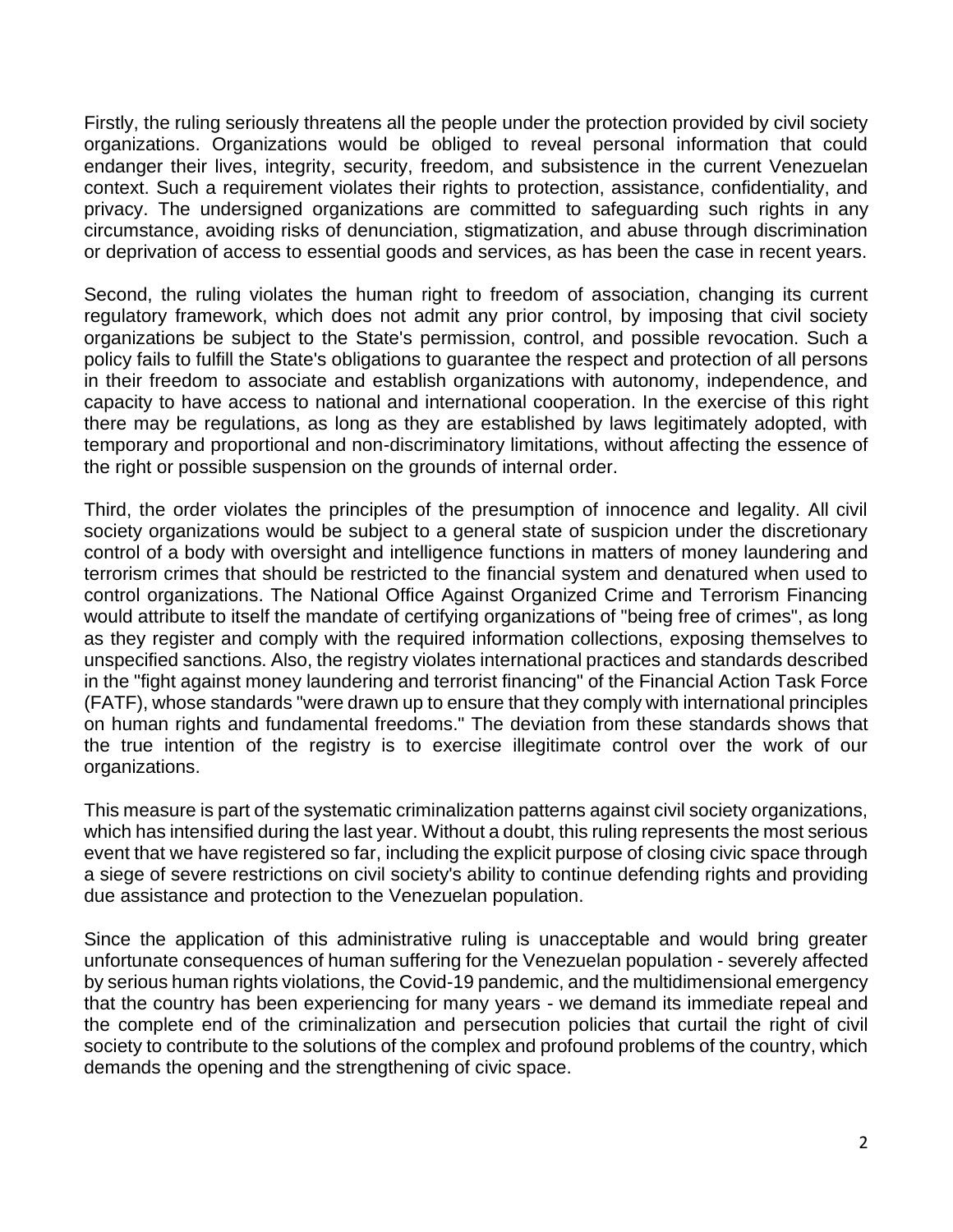Firstly, the ruling seriously threatens all the people under the protection provided by civil society organizations. Organizations would be obliged to reveal personal information that could endanger their lives, integrity, security, freedom, and subsistence in the current Venezuelan context. Such a requirement violates their rights to protection, assistance, confidentiality, and privacy. The undersigned organizations are committed to safeguarding such rights in any circumstance, avoiding risks of denunciation, stigmatization, and abuse through discrimination or deprivation of access to essential goods and services, as has been the case in recent years.

Second, the ruling violates the human right to freedom of association, changing its current regulatory framework, which does not admit any prior control, by imposing that civil society organizations be subject to the State's permission, control, and possible revocation. Such a policy fails to fulfill the State's obligations to guarantee the respect and protection of all persons in their freedom to associate and establish organizations with autonomy, independence, and capacity to have access to national and international cooperation. In the exercise of this right there may be regulations, as long as they are established by laws legitimately adopted, with temporary and proportional and non-discriminatory limitations, without affecting the essence of the right or possible suspension on the grounds of internal order.

Third, the order violates the principles of the presumption of innocence and legality. All civil society organizations would be subject to a general state of suspicion under the discretionary control of a body with oversight and intelligence functions in matters of money laundering and terrorism crimes that should be restricted to the financial system and denatured when used to control organizations. The National Office Against Organized Crime and Terrorism Financing would attribute to itself the mandate of certifying organizations of "being free of crimes", as long as they register and comply with the required information collections, exposing themselves to unspecified sanctions. Also, the registry violates international practices and standards described in the "fight against money laundering and terrorist financing" of the Financial Action Task Force (FATF), whose standards "were drawn up to ensure that they comply with international principles on human rights and fundamental freedoms." The deviation from these standards shows that the true intention of the registry is to exercise illegitimate control over the work of our organizations.

This measure is part of the systematic criminalization patterns against civil society organizations, which has intensified during the last year. Without a doubt, this ruling represents the most serious event that we have registered so far, including the explicit purpose of closing civic space through a siege of severe restrictions on civil society's ability to continue defending rights and providing due assistance and protection to the Venezuelan population.

Since the application of this administrative ruling is unacceptable and would bring greater unfortunate consequences of human suffering for the Venezuelan population - severely affected by serious human rights violations, the Covid-19 pandemic, and the multidimensional emergency that the country has been experiencing for many years - we demand its immediate repeal and the complete end of the criminalization and persecution policies that curtail the right of civil society to contribute to the solutions of the complex and profound problems of the country, which demands the opening and the strengthening of civic space.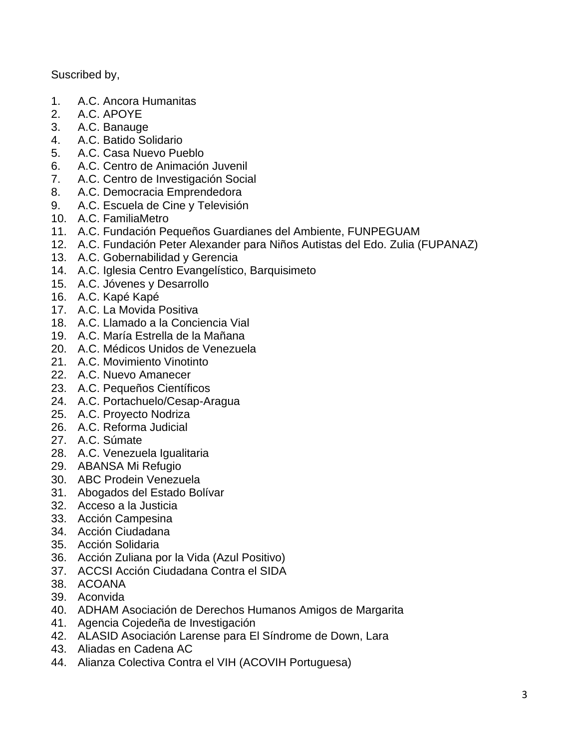Suscribed by,

1. A.C. Ancora Humanitas
2. A.C. APOYE
3. A.C. Banauge
4. A.C. Batido Solidario
5. A.C. Casa Nuevo Pueblo
6. A.C. Centro de Animación Juvenil
7. A.C. Centro de Investigación Social
8. A.C. Democracia Emprendedora
9. A.C. Escuela de Cine y Televisión
10. A.C. FamiliaMetro
11. A.C. Fundación Pequeños Guardianes del Ambiente, FUNPEGUAM
12. A.C. Fundación Peter Alexander para Niños Autistas del Edo. Zulia (FUPANAZ)
13. A.C. Gobernabilidad y Gerencia
14. A.C. Iglesia Centro Evangelístico, Barquisimeto
15. A.C. Jóvenes y Desarrollo
16. A.C. Kapé Kapé
17. A.C. La Movida Positiva
18. A.C. Llamado a la Conciencia Vial
19. A.C. María Estrella de la Mañana
20. A.C. Médicos Unidos de Venezuela
21. A.C. Movimiento Vinotinto
22. A.C. Nuevo Amanecer
23. A.C. Pequeños Científicos
24. A.C. Portachuelo/Cesap-Aragua
25. A.C. Proyecto Nodriza
26. A.C. Reforma Judicial
27. A.C. Súmate
28. A.C. Venezuela Igualitaria
29. ABANSA Mi Refugio
30. ABC Prodein Venezuela
31. Abogados del Estado Bolívar
32. Acceso a la Justicia
33. Acción Campesina
34. Acción Ciudadana
35. Acción Solidaria
36. Acción Zuliana por la Vida (Azul Positivo)
37. ACCSI Acción Ciudadana Contra el SIDA
38. ACOANA
39. Aconvida
40. ADHAM Asociación de Derechos Humanos Amigos de Margarita
41. Agencia Cojedeña de Investigación
42. ALASID Asociación Larense para El Síndrome de Down, Lara
43. Aliadas en Cadena AC
44. Alianza Colectiva Contra el VIH (ACOVIH Portuguesa)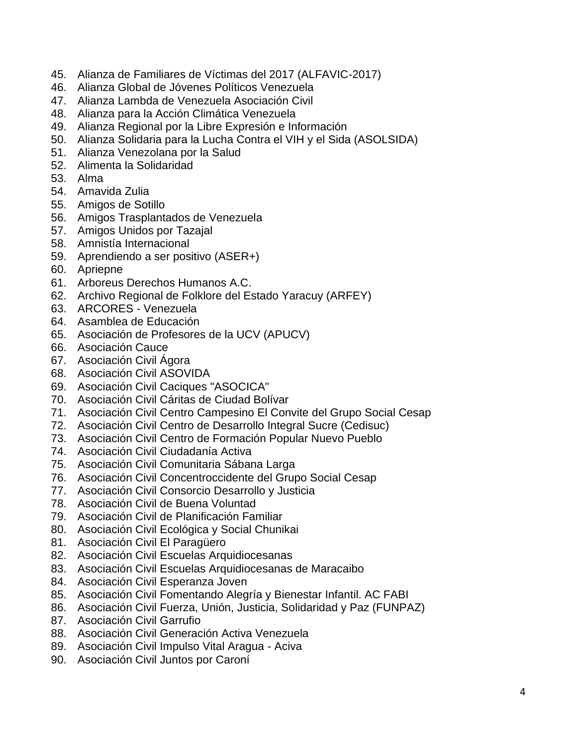45. Alianza de Familiares de Víctimas del 2017 (ALFAVIC-2017)
46. Alianza Global de Jóvenes Políticos Venezuela
47. Alianza Lambda de Venezuela Asociación Civil
48. Alianza para la Acción Climática Venezuela
49. Alianza Regional por la Libre Expresión e Información
50. Alianza Solidaria para la Lucha Contra el VIH y el Sida (ASOLSIDA)
51. Alianza Venezolana por la Salud
52. Alimenta la Solidaridad
53. Alma
54. Amavida Zulia
55. Amigos de Sotillo
56. Amigos Trasplantados de Venezuela
57. Amigos Unidos por Tazajal
58. Amnistía Internacional
59. Aprendiendo a ser positivo (ASER+)
60. Apriepne
61. Arboreus Derechos Humanos A.C.
62. Archivo Regional de Folklore del Estado Yaracuy (ARFEY)
63. ARCORES - Venezuela
64. Asamblea de Educación
65. Asociación de Profesores de la UCV (APUCV)
66. Asociación Cauce
67. Asociación Civil Ágora
68. Asociación Civil ASOVIDA
69. Asociación Civil Caciques "ASOCICA"
70. Asociación Civil Cáritas de Ciudad Bolívar
71. Asociación Civil Centro Campesino El Convite del Grupo Social Cesap
72. Asociación Civil Centro de Desarrollo Integral Sucre (Cedisuc)
73. Asociación Civil Centro de Formación Popular Nuevo Pueblo
74. Asociación Civil Ciudadanía Activa
75. Asociación Civil Comunitaria Sábana Larga
76. Asociación Civil Concentroccidente del Grupo Social Cesap
77. Asociación Civil Consorcio Desarrollo y Justicia
78. Asociación Civil de Buena Voluntad
79. Asociación Civil de Planificación Familiar
80. Asociación Civil Ecológica y Social Chunikai
81. Asociación Civil El Paragüero
82. Asociación Civil Escuelas Arquidiocesanas
83. Asociación Civil Escuelas Arquidiocesanas de Maracaibo
84. Asociación Civil Esperanza Joven
85. Asociación Civil Fomentando Alegría y Bienestar Infantil. AC FABI
86. Asociación Civil Fuerza, Unión, Justicia, Solidaridad y Paz (FUNPAZ)
87. Asociación Civil Garrufio
88. Asociación Civil Generación Activa Venezuela
89. Asociación Civil Impulso Vital Aragua - Aciva
90. Asociación Civil Juntos por Caroní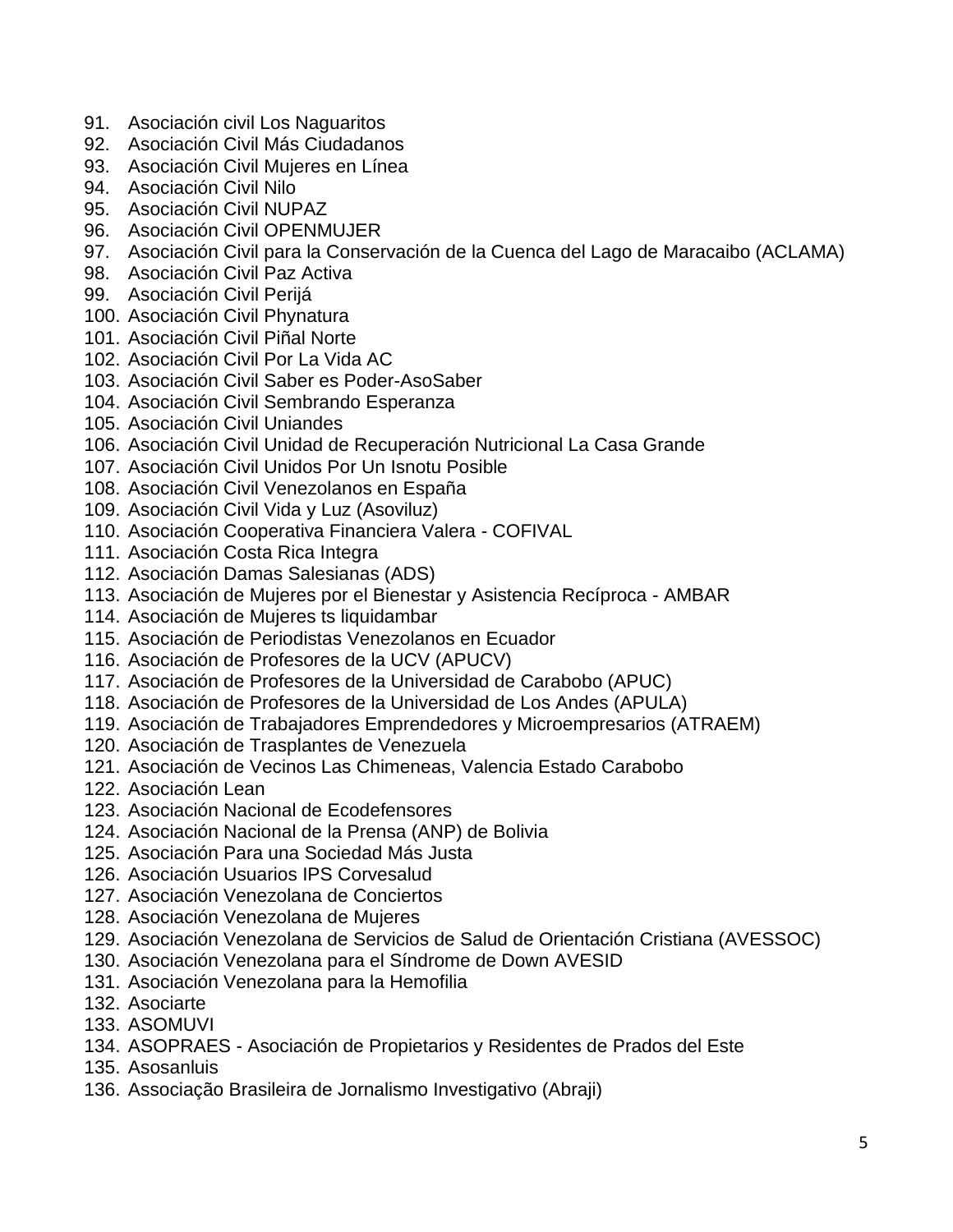91. Asociación civil Los Naguaritos
92. Asociación Civil Más Ciudadanos
93. Asociación Civil Mujeres en Línea
94. Asociación Civil Nilo
95. Asociación Civil NUPAZ
96. Asociación Civil OPENMUJER
97. Asociación Civil para la Conservación de la Cuenca del Lago de Maracaibo (ACLAMA)
98. Asociación Civil Paz Activa
99. Asociación Civil Perijá
100. Asociación Civil Phynatura
101. Asociación Civil Piñal Norte
102. Asociación Civil Por La Vida AC
103. Asociación Civil Saber es Poder-AsoSaber
104. Asociación Civil Sembrando Esperanza
105. Asociación Civil Uniandes
106. Asociación Civil Unidad de Recuperación Nutricional La Casa Grande
107. Asociación Civil Unidos Por Un Isnotu Posible
108. Asociación Civil Venezolanos en España
109. Asociación Civil Vida y Luz (Asoviluz)
110. Asociación Cooperativa Financiera Valera - COFIVAL
111. Asociación Costa Rica Integra
112. Asociación Damas Salesianas (ADS)
113. Asociación de Mujeres por el Bienestar y Asistencia Recíproca - AMBAR
114. Asociación de Mujeres ts liquidambar
115. Asociación de Periodistas Venezolanos en Ecuador
116. Asociación de Profesores de la UCV (APUCV)
117. Asociación de Profesores de la Universidad de Carabobo (APUC)
118. Asociación de Profesores de la Universidad de Los Andes (APULA)
119. Asociación de Trabajadores Emprendedores y Microempresarios (ATRAEM)
120. Asociación de Trasplantes de Venezuela
121. Asociación de Vecinos Las Chimeneas, Valencia Estado Carabobo
122. Asociación Lean
123. Asociación Nacional de Ecodefensores
124. Asociación Nacional de la Prensa (ANP) de Bolivia
125. Asociación Para una Sociedad Más Justa
126. Asociación Usuarios IPS Corvesalud
127. Asociación Venezolana de Conciertos
128. Asociación Venezolana de Mujeres
129. Asociación Venezolana de Servicios de Salud de Orientación Cristiana (AVESSOC)
130. Asociación Venezolana para el Síndrome de Down AVESID
131. Asociación Venezolana para la Hemofilia
132. Asociarte
133. ASOMUVI
134. ASOPRAES - Asociación de Propietarios y Residentes de Prados del Este
135. Asosanluis
136. Associação Brasileira de Jornalismo Investigativo (Abraji)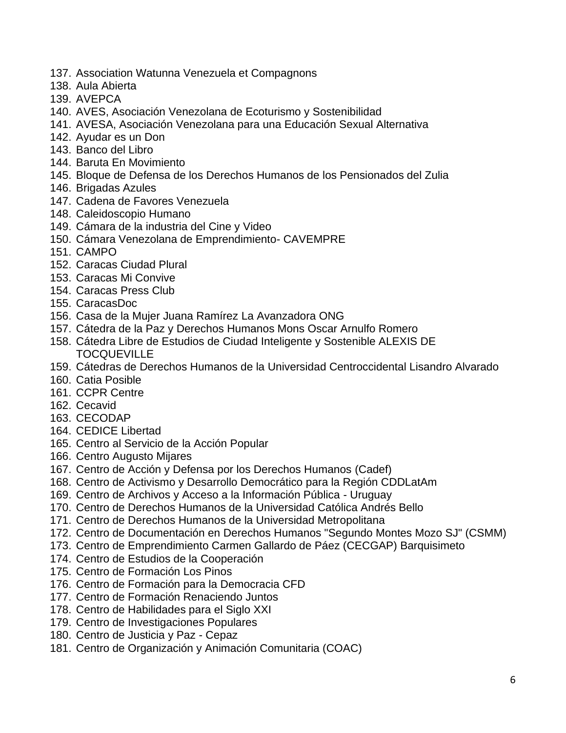137. Association Watunna Venezuela et Compagnons
138. Aula Abierta
139. AVEPCA
140. AVES, Asociación Venezolana de Ecoturismo y Sostenibilidad
141. AVESA, Asociación Venezolana para una Educación Sexual Alternativa
142. Ayudar es un Don
143. Banco del Libro
144. Baruta En Movimiento
145. Bloque de Defensa de los Derechos Humanos de los Pensionados del Zulia
146. Brigadas Azules
147. Cadena de Favores Venezuela
148. Caleidoscopio Humano
149. Cámara de la industria del Cine y Video
150. Cámara Venezolana de Emprendimiento- CAVEMPRE
151. CAMPO
152. Caracas Ciudad Plural
153. Caracas Mi Convive
154. Caracas Press Club
155. CaracasDoc
156. Casa de la Mujer Juana Ramírez La Avanzadora ONG
157. Cátedra de la Paz y Derechos Humanos Mons Oscar Arnulfo Romero
158. Cátedra Libre de Estudios de Ciudad Inteligente y Sostenible ALEXIS DE TOCQUEVILLE
159. Cátedras de Derechos Humanos de la Universidad Centroccidental Lisandro Alvarado
160. Catia Posible
161. CCPR Centre
162. Cecavid
163. CECODAP
164. CEDICE Libertad
165. Centro al Servicio de la Acción Popular
166. Centro Augusto Mijares
167. Centro de Acción y Defensa por los Derechos Humanos (Cadef)
168. Centro de Activismo y Desarrollo Democrático para la Región CDDLatAm
169. Centro de Archivos y Acceso a la Información Pública - Uruguay
170. Centro de Derechos Humanos de la Universidad Católica Andrés Bello
171. Centro de Derechos Humanos de la Universidad Metropolitana
172. Centro de Documentación en Derechos Humanos "Segundo Montes Mozo SJ" (CSMM)
173. Centro de Emprendimiento Carmen Gallardo de Páez (CECGAP) Barquisimeto
174. Centro de Estudios de la Cooperación
175. Centro de Formación Los Pinos
176. Centro de Formación para la Democracia CFD
177. Centro de Formación Renaciendo Juntos
178. Centro de Habilidades para el Siglo XXI
179. Centro de Investigaciones Populares
180. Centro de Justicia y Paz - Cepaz
181. Centro de Organización y Animación Comunitaria (COAC)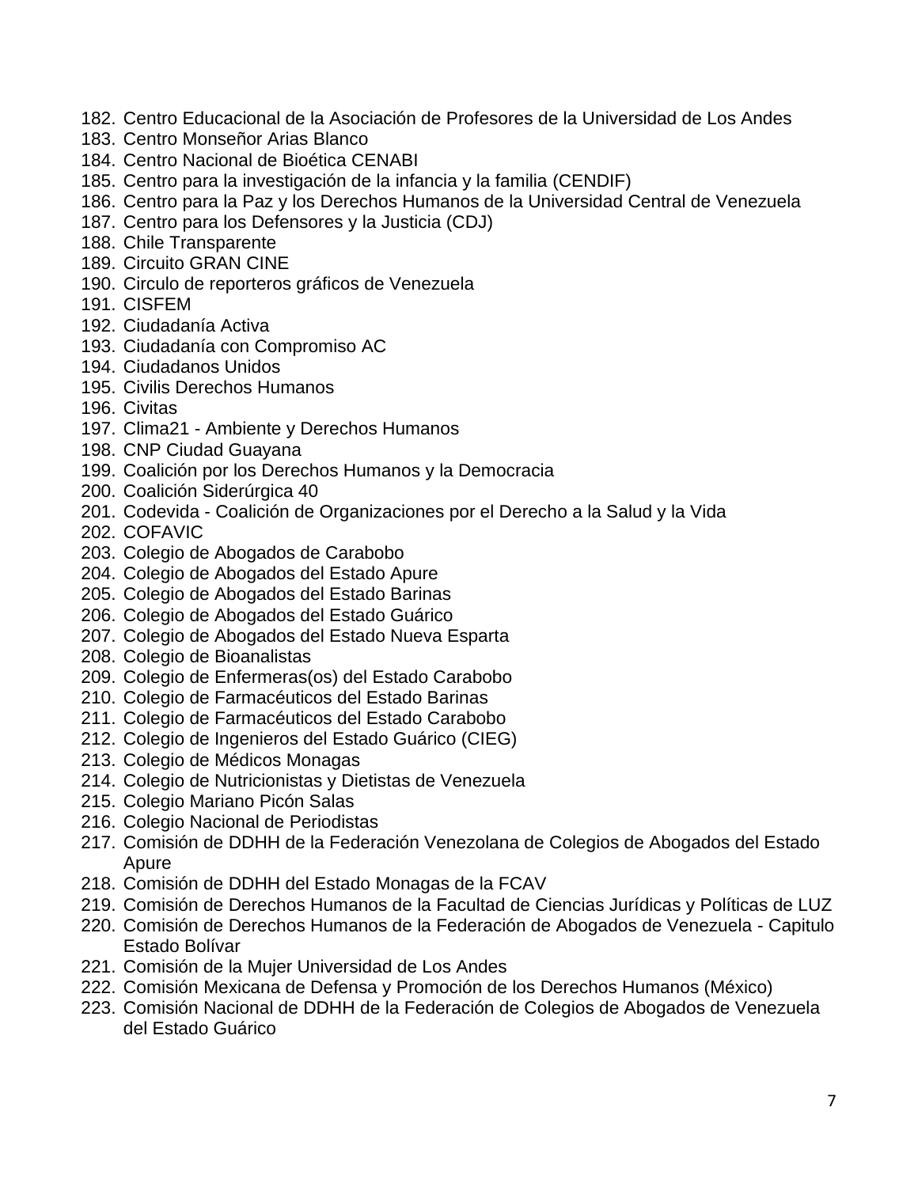182. Centro Educacional de la Asociación de Profesores de la Universidad de Los Andes
183. Centro Monseñor Arias Blanco
184. Centro Nacional de Bioética CENABI
185. Centro para la investigación de la infancia y la familia (CENDIF)
186. Centro para la Paz y los Derechos Humanos de la Universidad Central de Venezuela
187. Centro para los Defensores y la Justicia (CDJ)
188. Chile Transparente
189. Circuito GRAN CINE
190. Circulo de reporteros gráficos de Venezuela
191. CISFEM
192. Ciudadanía Activa
193. Ciudadanía con Compromiso AC
194. Ciudadanos Unidos
195. Civilis Derechos Humanos
196. Civitas
197. Clima21 - Ambiente y Derechos Humanos
198. CNP Ciudad Guayana
199. Coalición por los Derechos Humanos y la Democracia
200. Coalición Siderúrgica 40
201. Codevida - Coalición de Organizaciones por el Derecho a la Salud y la Vida
202. COFAVIC
203. Colegio de Abogados de Carabobo
204. Colegio de Abogados del Estado Apure
205. Colegio de Abogados del Estado Barinas
206. Colegio de Abogados del Estado Guárico
207. Colegio de Abogados del Estado Nueva Esparta
208. Colegio de Bioanalistas
209. Colegio de Enfermeras(os) del Estado Carabobo
210. Colegio de Farmacéuticos del Estado Barinas
211. Colegio de Farmacéuticos del Estado Carabobo
212. Colegio de Ingenieros del Estado Guárico (CIEG)
213. Colegio de Médicos Monagas
214. Colegio de Nutricionistas y Dietistas de Venezuela
215. Colegio Mariano Picón Salas
216. Colegio Nacional de Periodistas
217. Comisión de DDHH de la Federación Venezolana de Colegios de Abogados del Estado Apure
218. Comisión de DDHH del Estado Monagas de la FCAV
219. Comisión de Derechos Humanos de la Facultad de Ciencias Jurídicas y Políticas de LUZ
220. Comisión de Derechos Humanos de la Federación de Abogados de Venezuela - Capitulo Estado Bolívar
221. Comisión de la Mujer Universidad de Los Andes
222. Comisión Mexicana de Defensa y Promoción de los Derechos Humanos (México)
223. Comisión Nacional de DDHH de la Federación de Colegios de Abogados de Venezuela del Estado Guárico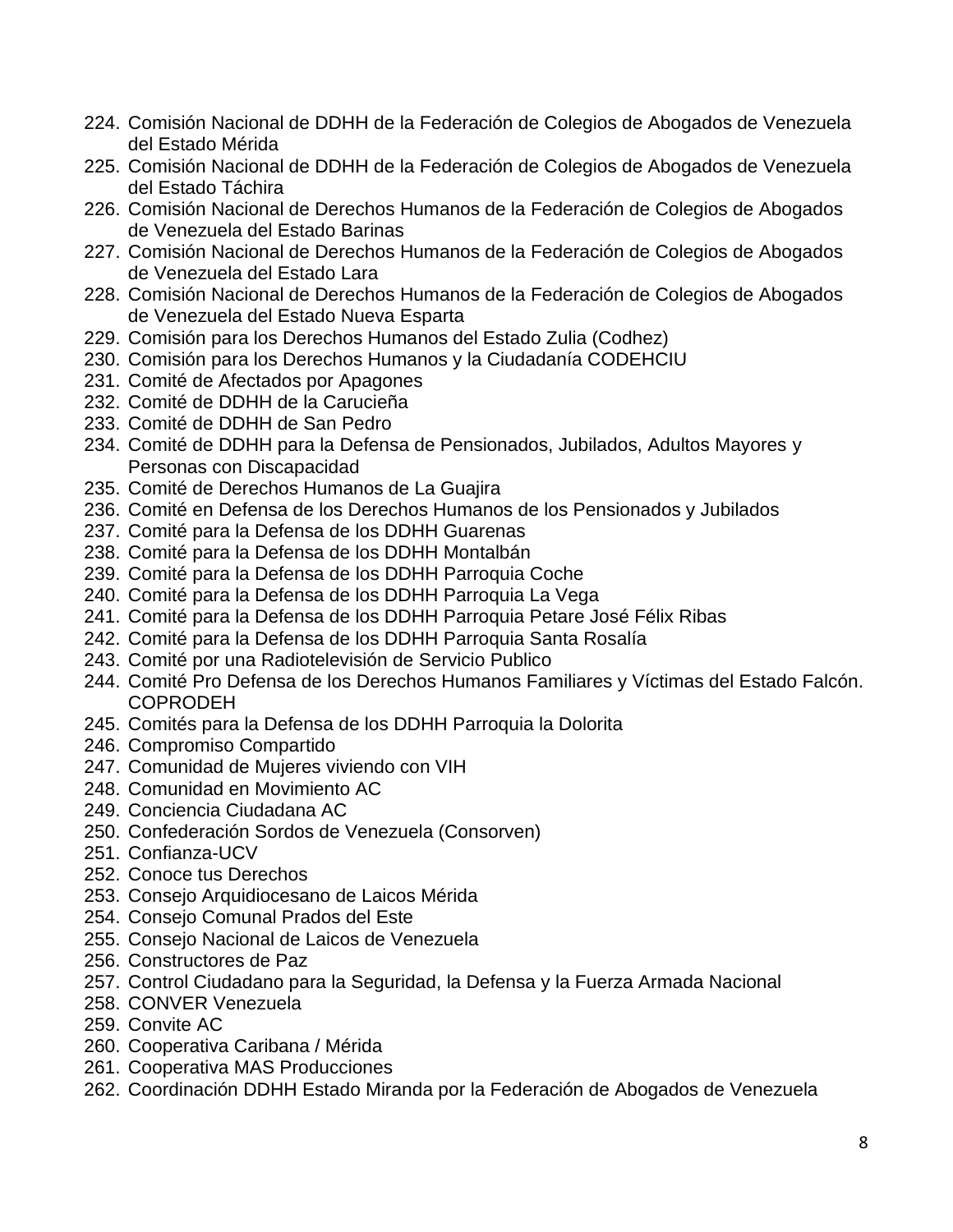224. Comisión Nacional de DDHH de la Federación de Colegios de Abogados de Venezuela del Estado Mérida
225. Comisión Nacional de DDHH de la Federación de Colegios de Abogados de Venezuela del Estado Táchira
226. Comisión Nacional de Derechos Humanos de la Federación de Colegios de Abogados de Venezuela del Estado Barinas
227. Comisión Nacional de Derechos Humanos de la Federación de Colegios de Abogados de Venezuela del Estado Lara
228. Comisión Nacional de Derechos Humanos de la Federación de Colegios de Abogados de Venezuela del Estado Nueva Esparta
229. Comisión para los Derechos Humanos del Estado Zulia (Codhez)
230. Comisión para los Derechos Humanos y la Ciudadanía CODEHCIU
231. Comité de Afectados por Apagones
232. Comité de DDHH de la Carucieña
233. Comité de DDHH de San Pedro
234. Comité de DDHH para la Defensa de Pensionados, Jubilados, Adultos Mayores y Personas con Discapacidad
235. Comité de Derechos Humanos de La Guajira
236. Comité en Defensa de los Derechos Humanos de los Pensionados y Jubilados
237. Comité para la Defensa de los DDHH Guarenas
238. Comité para la Defensa de los DDHH Montalbán
239. Comité para la Defensa de los DDHH Parroquia Coche
240. Comité para la Defensa de los DDHH Parroquia La Vega
241. Comité para la Defensa de los DDHH Parroquia Petare José Félix Ribas
242. Comité para la Defensa de los DDHH Parroquia Santa Rosalía
243. Comité por una Radiotelevisión de Servicio Publico
244. Comité Pro Defensa de los Derechos Humanos Familiares y Víctimas del Estado Falcón. COPRODEH
245. Comités para la Defensa de los DDHH Parroquia la Dolorita
246. Compromiso Compartido
247. Comunidad de Mujeres viviendo con VIH
248. Comunidad en Movimiento AC
249. Conciencia Ciudadana AC
250. Confederación Sordos de Venezuela (Consorven)
251. Confianza-UCV
252. Conoce tus Derechos
253. Consejo Arquidiocesano de Laicos Mérida
254. Consejo Comunal Prados del Este
255. Consejo Nacional de Laicos de Venezuela
256. Constructores de Paz
257. Control Ciudadano para la Seguridad, la Defensa y la Fuerza Armada Nacional
258. CONVER Venezuela
259. Convite AC
260. Cooperativa Caribana / Mérida
261. Cooperativa MAS Producciones
262. Coordinación DDHH Estado Miranda por la Federación de Abogados de Venezuela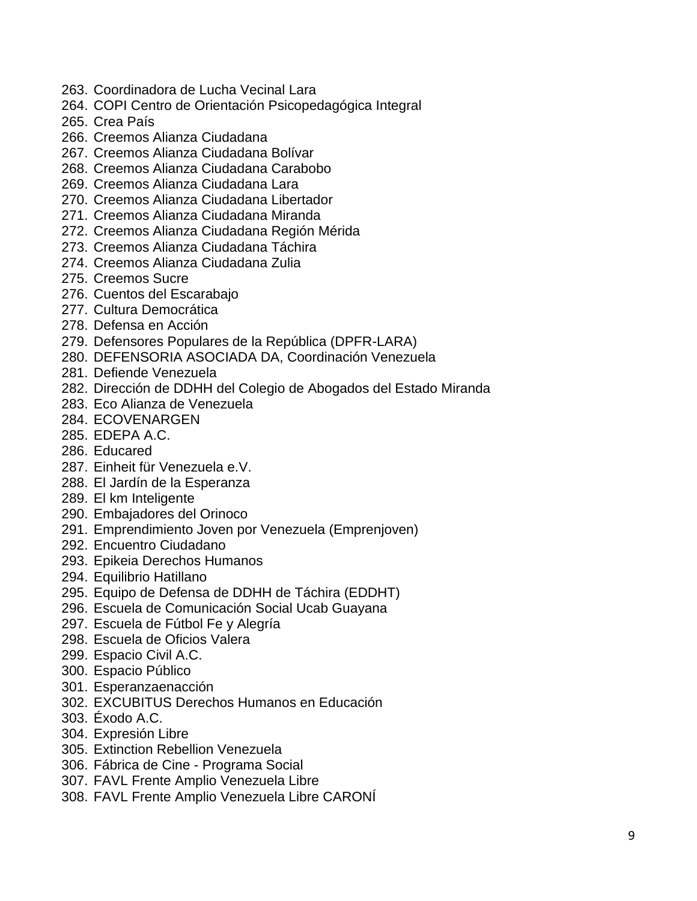263. Coordinadora de Lucha Vecinal Lara
264. COPI Centro de Orientación Psicopedagógica Integral
265. Crea País
266. Creemos Alianza Ciudadana
267. Creemos Alianza Ciudadana Bolívar
268. Creemos Alianza Ciudadana Carabobo
269. Creemos Alianza Ciudadana Lara
270. Creemos Alianza Ciudadana Libertador
271. Creemos Alianza Ciudadana Miranda
272. Creemos Alianza Ciudadana Región Mérida
273. Creemos Alianza Ciudadana Táchira
274. Creemos Alianza Ciudadana Zulia
275. Creemos Sucre
276. Cuentos del Escarabajo
277. Cultura Democrática
278. Defensa en Acción
279. Defensores Populares de la República (DPFR-LARA)
280. DEFENSORIA ASOCIADA DA, Coordinación Venezuela
281. Defiende Venezuela
282. Dirección de DDHH del Colegio de Abogados del Estado Miranda
283. Eco Alianza de Venezuela
284. ECOVENARGEN
285. EDEPA A.C.
286. Educared
287. Einheit für Venezuela e.V.
288. El Jardín de la Esperanza
289. El km Inteligente
290. Embajadores del Orinoco
291. Emprendimiento Joven por Venezuela (Emprenjoven)
292. Encuentro Ciudadano
293. Epikeia Derechos Humanos
294. Equilibrio Hatillano
295. Equipo de Defensa de DDHH de Táchira (EDDHT)
296. Escuela de Comunicación Social Ucab Guayana
297. Escuela de Fútbol Fe y Alegría
298. Escuela de Oficios Valera
299. Espacio Civil A.C.
300. Espacio Público
301. Esperanzaenacción
302. EXCUBITUS Derechos Humanos en Educación
303. Éxodo A.C.
304. Expresión Libre
305. Extinction Rebellion Venezuela
306. Fábrica de Cine - Programa Social
307. FAVL Frente Amplio Venezuela Libre
308. FAVL Frente Amplio Venezuela Libre CARONÍ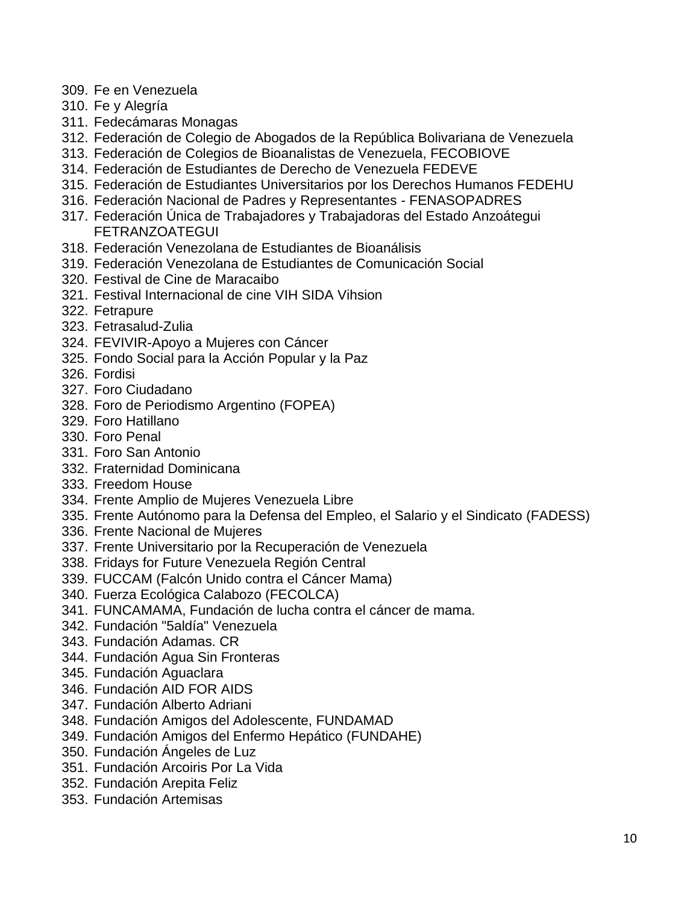309. Fe en Venezuela
310. Fe y Alegría
311. Fedecámaras Monagas
312. Federación de Colegio de Abogados de la República Bolivariana de Venezuela
313. Federación de Colegios de Bioanalistas de Venezuela, FECOBIOVE
314. Federación de Estudiantes de Derecho de Venezuela FEDEVE
315. Federación de Estudiantes Universitarios por los Derechos Humanos FEDEHU
316. Federación Nacional de Padres y Representantes - FENASOPADRES
317. Federación Única de Trabajadores y Trabajadoras del Estado Anzoátegui FETRANZOATEGUI
318. Federación Venezolana de Estudiantes de Bioanálisis
319. Federación Venezolana de Estudiantes de Comunicación Social
320. Festival de Cine de Maracaibo
321. Festival Internacional de cine VIH SIDA Vihsion
322. Fetrapure
323. Fetrasalud-Zulia
324. FEVIVIR-Apoyo a Mujeres con Cáncer
325. Fondo Social para la Acción Popular y la Paz
326. Fordisi
327. Foro Ciudadano
328. Foro de Periodismo Argentino (FOPEA)
329. Foro Hatillano
330. Foro Penal
331. Foro San Antonio
332. Fraternidad Dominicana
333. Freedom House
334. Frente Amplio de Mujeres Venezuela Libre
335. Frente Autónomo para la Defensa del Empleo, el Salario y el Sindicato (FADESS)
336. Frente Nacional de Mujeres
337. Frente Universitario por la Recuperación de Venezuela
338. Fridays for Future Venezuela Región Central
339. FUCCAM (Falcón Unido contra el Cáncer Mama)
340. Fuerza Ecológica Calabozo (FECOLCA)
341. FUNCAMAMA, Fundación de lucha contra el cáncer de mama.
342. Fundación "5aldía" Venezuela
343. Fundación Adamas. CR
344. Fundación Agua Sin Fronteras
345. Fundación Aguaclara
346. Fundación AID FOR AIDS
347. Fundación Alberto Adriani
348. Fundación Amigos del Adolescente, FUNDAMAD
349. Fundación Amigos del Enfermo Hepático (FUNDAHE)
350. Fundación Ángeles de Luz
351. Fundación Arcoiris Por La Vida
352. Fundación Arepita Feliz
353. Fundación Artemisas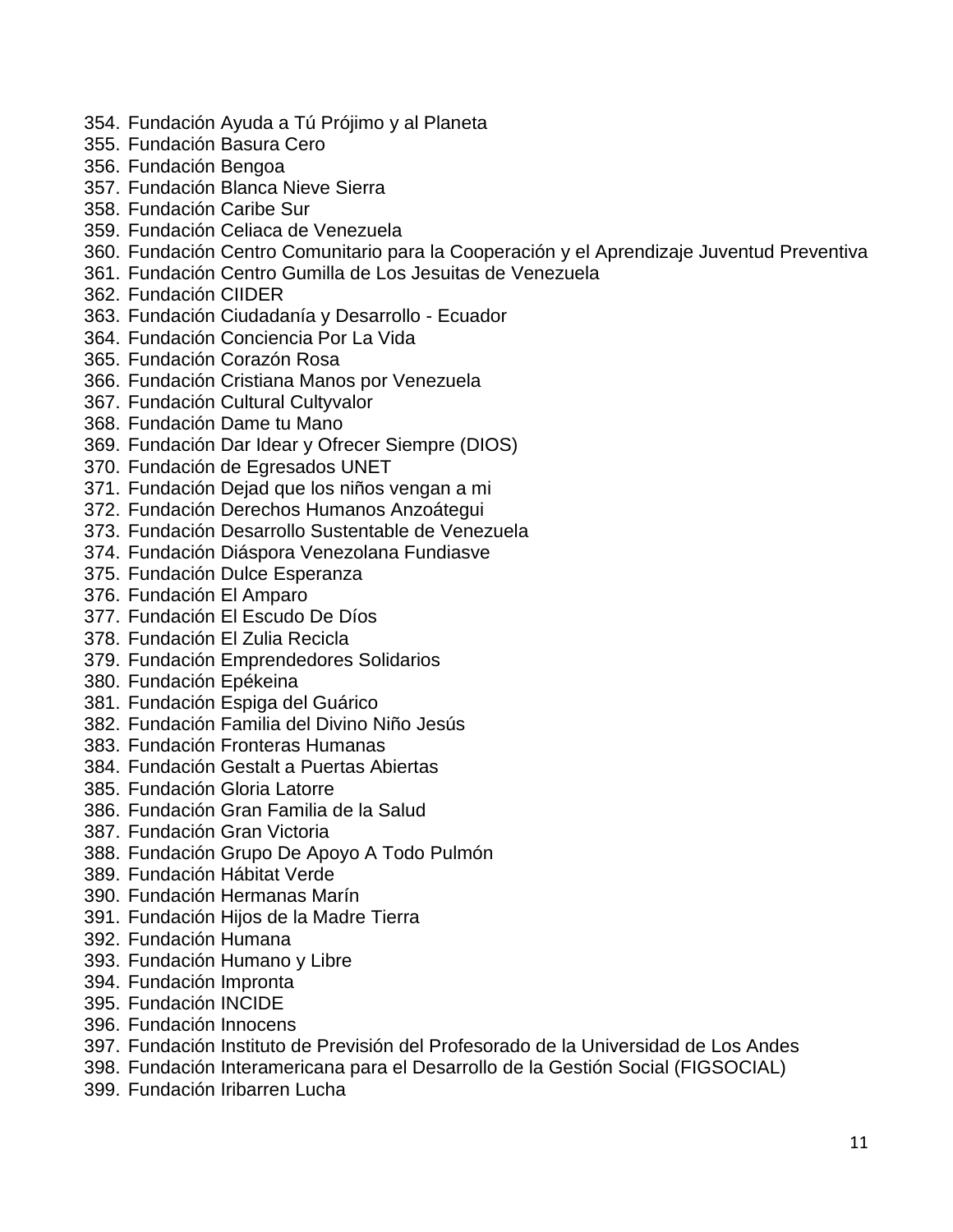354. Fundación Ayuda a Tú Prójimo y al Planeta
355. Fundación Basura Cero
356. Fundación Bengoa
357. Fundación Blanca Nieve Sierra
358. Fundación Caribe Sur
359. Fundación Celiaca de Venezuela
360. Fundación Centro Comunitario para la Cooperación y el Aprendizaje Juventud Preventiva
361. Fundación Centro Gumilla de Los Jesuitas de Venezuela
362. Fundación CIIDER
363. Fundación Ciudadanía y Desarrollo - Ecuador
364. Fundación Conciencia Por La Vida
365. Fundación Corazón Rosa
366. Fundación Cristiana Manos por Venezuela
367. Fundación Cultural Cultyvalor
368. Fundación Dame tu Mano
369. Fundación Dar Idear y Ofrecer Siempre (DIOS)
370. Fundación de Egresados UNET
371. Fundación Dejad que los niños vengan a mi
372. Fundación Derechos Humanos Anzoátegui
373. Fundación Desarrollo Sustentable de Venezuela
374. Fundación Diáspora Venezolana Fundiasve
375. Fundación Dulce Esperanza
376. Fundación El Amparo
377. Fundación El Escudo De Díos
378. Fundación El Zulia Recicla
379. Fundación Emprendedores Solidarios
380. Fundación Epékeina
381. Fundación Espiga del Guárico
382. Fundación Familia del Divino Niño Jesús
383. Fundación Fronteras Humanas
384. Fundación Gestalt a Puertas Abiertas
385. Fundación Gloria Latorre
386. Fundación Gran Familia de la Salud
387. Fundación Gran Victoria
388. Fundación Grupo De Apoyo A Todo Pulmón
389. Fundación Hábitat Verde
390. Fundación Hermanas Marín
391. Fundación Hijos de la Madre Tierra
392. Fundación Humana
393. Fundación Humano y Libre
394. Fundación Impronta
395. Fundación INCIDE
396. Fundación Innocens
397. Fundación Instituto de Previsión del Profesorado de la Universidad de Los Andes
398. Fundación Interamericana para el Desarrollo de la Gestión Social (FIGSOCIAL)
399. Fundación Iribarren Lucha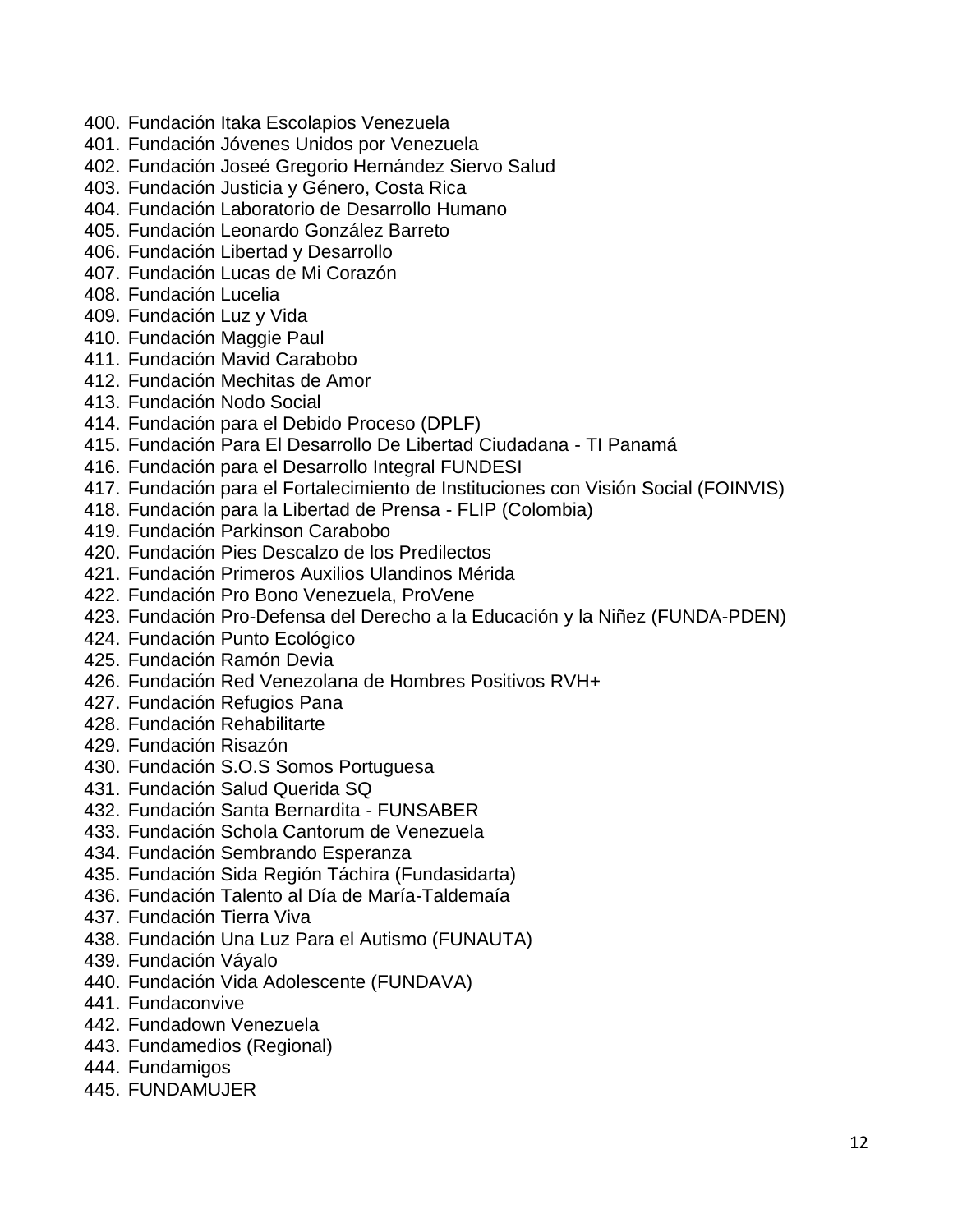400. Fundación Itaka Escolapios Venezuela
401. Fundación Jóvenes Unidos por Venezuela
402. Fundación Joseé Gregorio Hernández Siervo Salud
403. Fundación Justicia y Género, Costa Rica
404. Fundación Laboratorio de Desarrollo Humano
405. Fundación Leonardo González Barreto
406. Fundación Libertad y Desarrollo
407. Fundación Lucas de Mi Corazón
408. Fundación Lucelia
409. Fundación Luz y Vida
410. Fundación Maggie Paul
411. Fundación Mavid Carabobo
412. Fundación Mechitas de Amor
413. Fundación Nodo Social
414. Fundación para el Debido Proceso (DPLF)
415. Fundación Para El Desarrollo De Libertad Ciudadana - TI Panamá
416. Fundación para el Desarrollo Integral FUNDESI
417. Fundación para el Fortalecimiento de Instituciones con Visión Social (FOINVIS)
418. Fundación para la Libertad de Prensa - FLIP (Colombia)
419. Fundación Parkinson Carabobo
420. Fundación Pies Descalzo de los Predilectos
421. Fundación Primeros Auxilios Ulandinos Mérida
422. Fundación Pro Bono Venezuela, ProVene
423. Fundación Pro-Defensa del Derecho a la Educación y la Niñez (FUNDA-PDEN)
424. Fundación Punto Ecológico
425. Fundación Ramón Devia
426. Fundación Red Venezolana de Hombres Positivos RVH+
427. Fundación Refugios Pana
428. Fundación Rehabilitarte
429. Fundación Risazón
430. Fundación S.O.S Somos Portuguesa
431. Fundación Salud Querida SQ
432. Fundación Santa Bernardita - FUNSABER
433. Fundación Schola Cantorum de Venezuela
434. Fundación Sembrando Esperanza
435. Fundación Sida Región Táchira (Fundasidarta)
436. Fundación Talento al Día de María-Taldemaía
437. Fundación Tierra Viva
438. Fundación Una Luz Para el Autismo (FUNAUTA)
439. Fundación Váyalo
440. Fundación Vida Adolescente (FUNDAVA)
441. Fundaconvive
442. Fundadown Venezuela
443. Fundamedios (Regional)
444. Fundamigos
445. FUNDAMUJER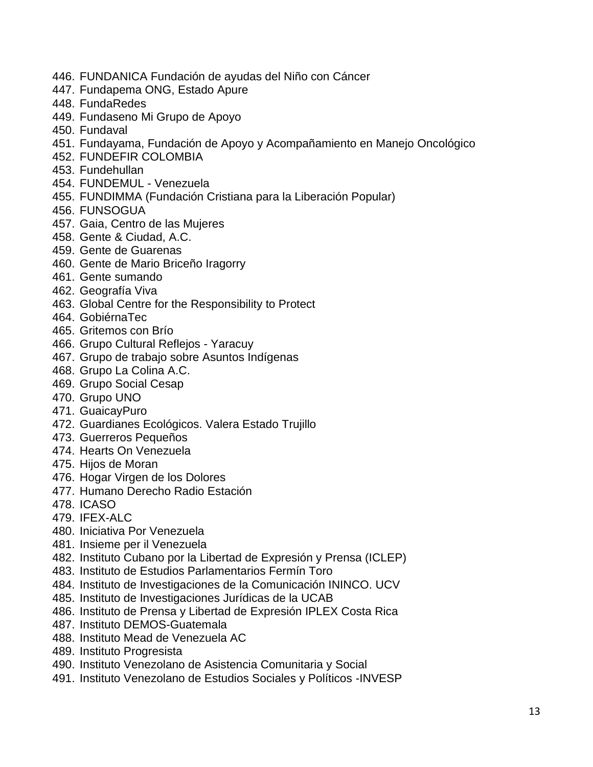446. FUNDANICA Fundación de ayudas del Niño con Cáncer
447. Fundapema ONG, Estado Apure
448. FundaRedes
449. Fundaseno Mi Grupo de Apoyo
450. Fundaval
451. Fundayama, Fundación de Apoyo y Acompañamiento en Manejo Oncológico
452. FUNDEFIR COLOMBIA
453. Fundehullan
454. FUNDEMUL - Venezuela
455. FUNDIMMA (Fundación Cristiana para la Liberación Popular)
456. FUNSOGUA
457. Gaia, Centro de las Mujeres
458. Gente & Ciudad, A.C.
459. Gente de Guarenas
460. Gente de Mario Briceño Iragorry
461. Gente sumando
462. Geografía Viva
463. Global Centre for the Responsibility to Protect
464. GobiérnaTec
465. Gritemos con Brío
466. Grupo Cultural Reflejos - Yaracuy
467. Grupo de trabajo sobre Asuntos Indígenas
468. Grupo La Colina A.C.
469. Grupo Social Cesap
470. Grupo UNO
471. GuaicayPuro
472. Guardianes Ecológicos. Valera Estado Trujillo
473. Guerreros Pequeños
474. Hearts On Venezuela
475. Hijos de Moran
476. Hogar Virgen de los Dolores
477. Humano Derecho Radio Estación
478. ICASO
479. IFEX-ALC
480. Iniciativa Por Venezuela
481. Insieme per il Venezuela
482. Instituto Cubano por la Libertad de Expresión y Prensa (ICLEP)
483. Instituto de Estudios Parlamentarios Fermín Toro
484. Instituto de Investigaciones de la Comunicación ININCO. UCV
485. Instituto de Investigaciones Jurídicas de la UCAB
486. Instituto de Prensa y Libertad de Expresión IPLEX Costa Rica
487. Instituto DEMOS-Guatemala
488. Instituto Mead de Venezuela AC
489. Instituto Progresista
490. Instituto Venezolano de Asistencia Comunitaria y Social
491. Instituto Venezolano de Estudios Sociales y Políticos -INVESP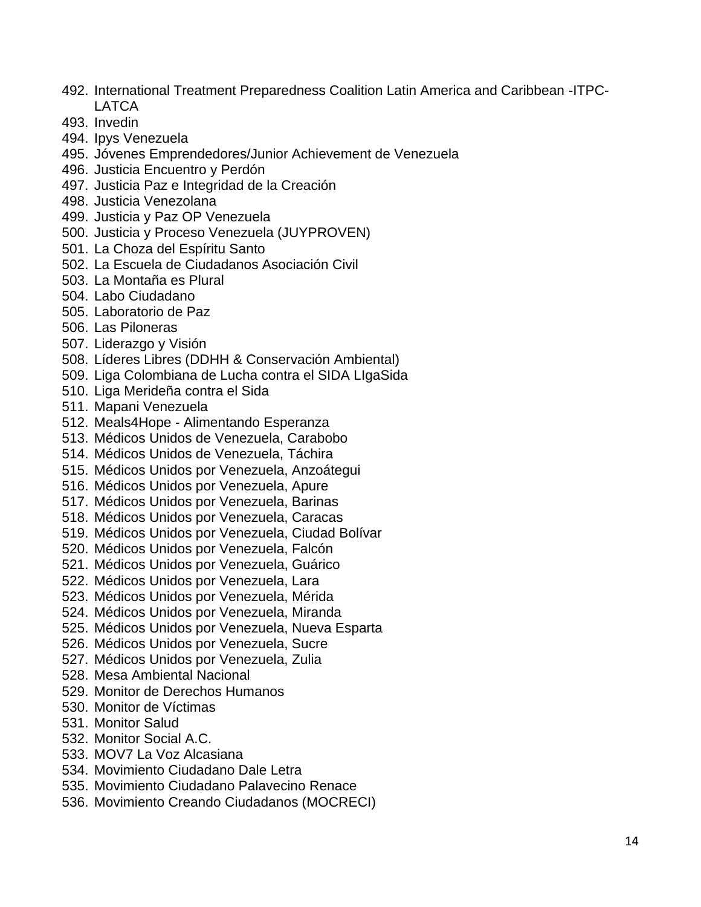492. International Treatment Preparedness Coalition Latin America and Caribbean -ITPC-LATCA
493. Invedin
494. Ipys Venezuela
495. Jóvenes Emprendedores/Junior Achievement de Venezuela
496. Justicia Encuentro y Perdón
497. Justicia Paz e Integridad de la Creación
498. Justicia Venezolana
499. Justicia y Paz OP Venezuela
500. Justicia y Proceso Venezuela (JUYPROVEN)
501. La Choza del Espíritu Santo
502. La Escuela de Ciudadanos Asociación Civil
503. La Montaña es Plural
504. Labo Ciudadano
505. Laboratorio de Paz
506. Las Piloneras
507. Liderazgo y Visión
508. Líderes Libres (DDHH & Conservación Ambiental)
509. Liga Colombiana de Lucha contra el SIDA LIgaSida
510. Liga Merideña contra el Sida
511. Mapani Venezuela
512. Meals4Hope - Alimentando Esperanza
513. Médicos Unidos de Venezuela, Carabobo
514. Médicos Unidos de Venezuela, Táchira
515. Médicos Unidos por Venezuela, Anzoátegui
516. Médicos Unidos por Venezuela, Apure
517. Médicos Unidos por Venezuela, Barinas
518. Médicos Unidos por Venezuela, Caracas
519. Médicos Unidos por Venezuela, Ciudad Bolívar
520. Médicos Unidos por Venezuela, Falcón
521. Médicos Unidos por Venezuela, Guárico
522. Médicos Unidos por Venezuela, Lara
523. Médicos Unidos por Venezuela, Mérida
524. Médicos Unidos por Venezuela, Miranda
525. Médicos Unidos por Venezuela, Nueva Esparta
526. Médicos Unidos por Venezuela, Sucre
527. Médicos Unidos por Venezuela, Zulia
528. Mesa Ambiental Nacional
529. Monitor de Derechos Humanos
530. Monitor de Víctimas
531. Monitor Salud
532. Monitor Social A.C.
533. MOV7 La Voz Alcasiana
534. Movimiento Ciudadano Dale Letra
535. Movimiento Ciudadano Palavecino Renace
536. Movimiento Creando Ciudadanos (MOCRECI)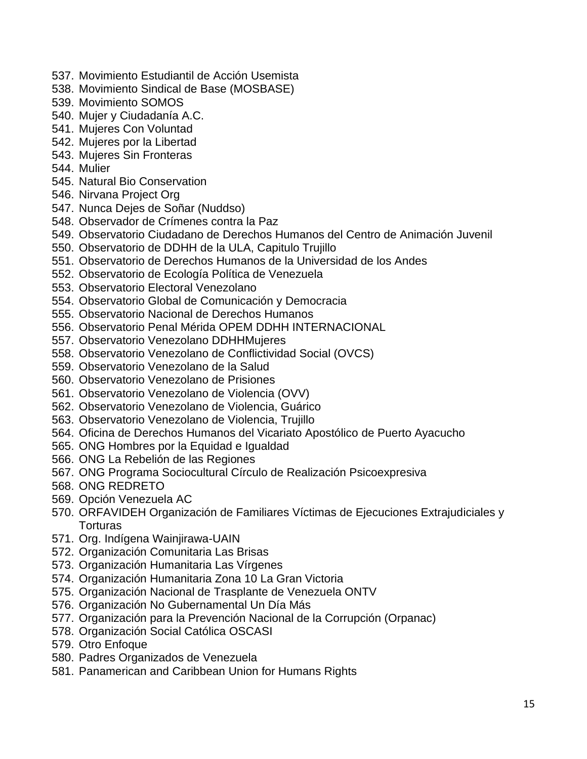537. Movimiento Estudiantil de Acción Usemista
538. Movimiento Sindical de Base (MOSBASE)
539. Movimiento SOMOS
540. Mujer y Ciudadanía A.C.
541. Mujeres Con Voluntad
542. Mujeres por la Libertad
543. Mujeres Sin Fronteras
544. Mulier
545. Natural Bio Conservation
546. Nirvana Project Org
547. Nunca Dejes de Soñar (Nuddso)
548. Observador de Crímenes contra la Paz
549. Observatorio Ciudadano de Derechos Humanos del Centro de Animación Juvenil
550. Observatorio de DDHH de la ULA, Capitulo Trujillo
551. Observatorio de Derechos Humanos de la Universidad de los Andes
552. Observatorio de Ecología Política de Venezuela
553. Observatorio Electoral Venezolano
554. Observatorio Global de Comunicación y Democracia
555. Observatorio Nacional de Derechos Humanos
556. Observatorio Penal Mérida OPEM DDHH INTERNACIONAL
557. Observatorio Venezolano DDHHMujeres
558. Observatorio Venezolano de Conflictividad Social (OVCS)
559. Observatorio Venezolano de la Salud
560. Observatorio Venezolano de Prisiones
561. Observatorio Venezolano de Violencia (OVV)
562. Observatorio Venezolano de Violencia, Guárico
563. Observatorio Venezolano de Violencia, Trujillo
564. Oficina de Derechos Humanos del Vicariato Apostólico de Puerto Ayacucho
565. ONG Hombres por la Equidad e Igualdad
566. ONG La Rebelión de las Regiones
567. ONG Programa Sociocultural Círculo de Realización Psicoexpresiva
568. ONG REDRETO
569. Opción Venezuela AC
570. ORFAVIDEH Organización de Familiares Víctimas de Ejecuciones Extrajudiciales y Torturas
571. Org. Indígena Wainjirawa-UAIN
572. Organización Comunitaria Las Brisas
573. Organización Humanitaria Las Vírgenes
574. Organización Humanitaria Zona 10 La Gran Victoria
575. Organización Nacional de Trasplante de Venezuela ONTV
576. Organización No Gubernamental Un Día Más
577. Organización para la Prevención Nacional de la Corrupción (Orpanac)
578. Organización Social Católica OSCASI
579. Otro Enfoque
580. Padres Organizados de Venezuela
581. Panamerican and Caribbean Union for Humans Rights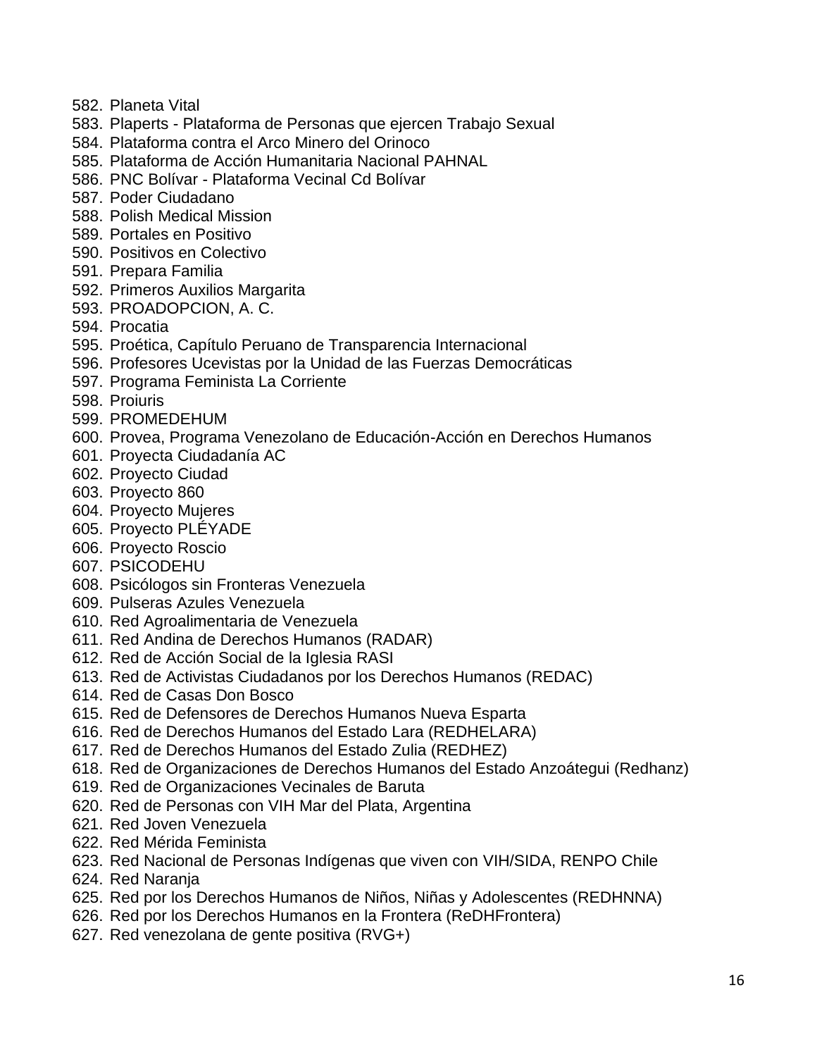582. Planeta Vital
583. Plaperts - Plataforma de Personas que ejercen Trabajo Sexual
584. Plataforma contra el Arco Minero del Orinoco
585. Plataforma de Acción Humanitaria Nacional PAHNAL
586. PNC Bolívar - Plataforma Vecinal Cd Bolívar
587. Poder Ciudadano
588. Polish Medical Mission
589. Portales en Positivo
590. Positivos en Colectivo
591. Prepara Familia
592. Primeros Auxilios Margarita
593. PROADOPCION, A. C.
594. Procatia
595. Proética, Capítulo Peruano de Transparencia Internacional
596. Profesores Ucevistas por la Unidad de las Fuerzas Democráticas
597. Programa Feminista La Corriente
598. Proiuris
599. PROMEDEHUM
600. Provea, Programa Venezolano de Educación-Acción en Derechos Humanos
601. Proyecta Ciudadanía AC
602. Proyecto Ciudad
603. Proyecto 860
604. Proyecto Mujeres
605. Proyecto PLÉYADE
606. Proyecto Roscio
607. PSICODEHU
608. Psicólogos sin Fronteras Venezuela
609. Pulseras Azules Venezuela
610. Red Agroalimentaria de Venezuela
611. Red Andina de Derechos Humanos (RADAR)
612. Red de Acción Social de la Iglesia RASI
613. Red de Activistas Ciudadanos por los Derechos Humanos (REDAC)
614. Red de Casas Don Bosco
615. Red de Defensores de Derechos Humanos Nueva Esparta
616. Red de Derechos Humanos del Estado Lara (REDHELARA)
617. Red de Derechos Humanos del Estado Zulia (REDHEZ)
618. Red de Organizaciones de Derechos Humanos del Estado Anzoátegui (Redhanz)
619. Red de Organizaciones Vecinales de Baruta
620. Red de Personas con VIH Mar del Plata, Argentina
621. Red Joven Venezuela
622. Red Mérida Feminista
623. Red Nacional de Personas Indígenas que viven con VIH/SIDA, RENPO Chile
624. Red Naranja
625. Red por los Derechos Humanos de Niños, Niñas y Adolescentes (REDHNNA)
626. Red por los Derechos Humanos en la Frontera (ReDHFrontera)
627. Red venezolana de gente positiva (RVG+)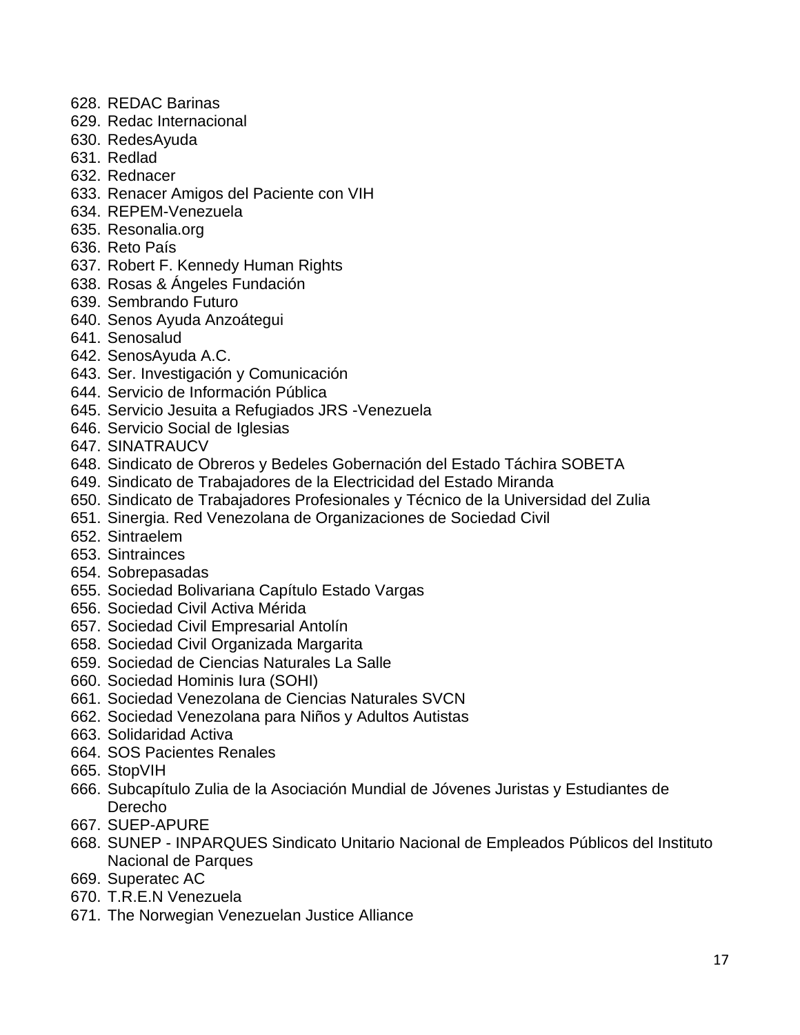628. REDAC Barinas
629. Redac Internacional
630. RedesAyuda
631. Redlad
632. Rednacer
633. Renacer Amigos del Paciente con VIH
634. REPEM-Venezuela
635. Resonalia.org
636. Reto País
637. Robert F. Kennedy Human Rights
638. Rosas & Ángeles Fundación
639. Sembrando Futuro
640. Senos Ayuda Anzoátegui
641. Senosalud
642. SenosAyuda A.C.
643. Ser. Investigación y Comunicación
644. Servicio de Información Pública
645. Servicio Jesuita a Refugiados JRS -Venezuela
646. Servicio Social de Iglesias
647. SINATRAUCV
648. Sindicato de Obreros y Bedeles Gobernación del Estado Táchira SOBETA
649. Sindicato de Trabajadores de la Electricidad del Estado Miranda
650. Sindicato de Trabajadores Profesionales y Técnico de la Universidad del Zulia
651. Sinergia. Red Venezolana de Organizaciones de Sociedad Civil
652. Sintraelem
653. Sintrainces
654. Sobrepasadas
655. Sociedad Bolivariana Capítulo Estado Vargas
656. Sociedad Civil Activa Mérida
657. Sociedad Civil Empresarial Antolín
658. Sociedad Civil Organizada Margarita
659. Sociedad de Ciencias Naturales La Salle
660. Sociedad Hominis Iura (SOHI)
661. Sociedad Venezolana de Ciencias Naturales SVCN
662. Sociedad Venezolana para Niños y Adultos Autistas
663. Solidaridad Activa
664. SOS Pacientes Renales
665. StopVIH
666. Subcapítulo Zulia de la Asociación Mundial de Jóvenes Juristas y Estudiantes de Derecho
667. SUEP-APURE
668. SUNEP - INPARQUES Sindicato Unitario Nacional de Empleados Públicos del Instituto Nacional de Parques
669. Superatec AC
670. T.R.E.N Venezuela
671. The Norwegian Venezuelan Justice Alliance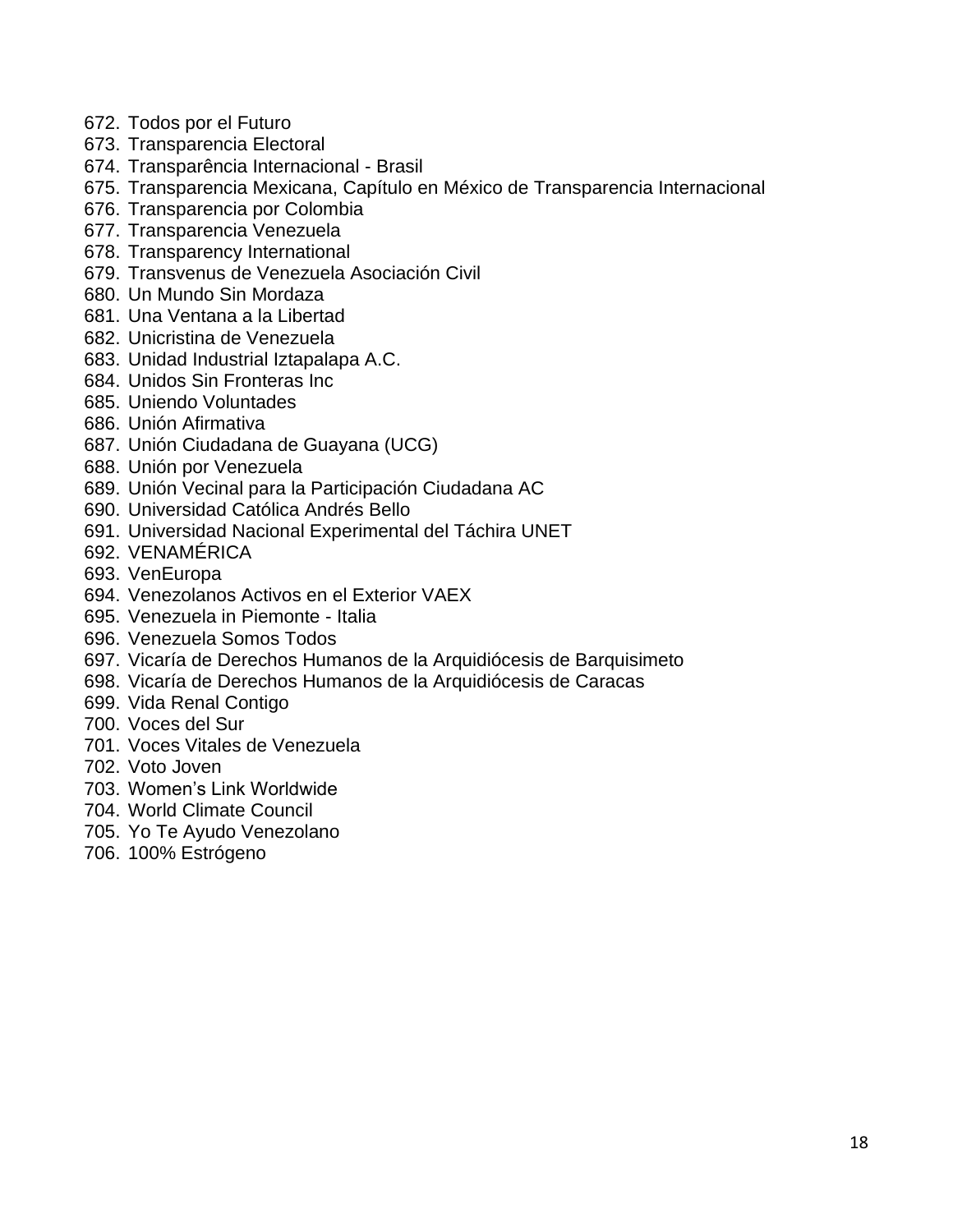672. Todos por el Futuro
673. Transparencia Electoral
674. Transparência Internacional - Brasil
675. Transparencia Mexicana, Capítulo en México de Transparencia Internacional
676. Transparencia por Colombia
677. Transparencia Venezuela
678. Transparency International
679. Transvenus de Venezuela Asociación Civil
680. Un Mundo Sin Mordaza
681. Una Ventana a la Libertad
682. Unicristina de Venezuela
683. Unidad Industrial Iztapalapa A.C.
684. Unidos Sin Fronteras Inc
685. Uniendo Voluntades
686. Unión Afirmativa
687. Unión Ciudadana de Guayana (UCG)
688. Unión por Venezuela
689. Unión Vecinal para la Participación Ciudadana AC
690. Universidad Católica Andrés Bello
691. Universidad Nacional Experimental del Táchira UNET
692. VENAMÉRICA
693. VenEuropa
694. Venezolanos Activos en el Exterior VAEX
695. Venezuela in Piemonte - Italia
696. Venezuela Somos Todos
697. Vicaría de Derechos Humanos de la Arquidiócesis de Barquisimeto
698. Vicaría de Derechos Humanos de la Arquidiócesis de Caracas
699. Vida Renal Contigo
700. Voces del Sur
701. Voces Vitales de Venezuela
702. Voto Joven
703. Women's Link Worldwide
704. World Climate Council
705. Yo Te Ayudo Venezolano
706. 100% Estrógeno